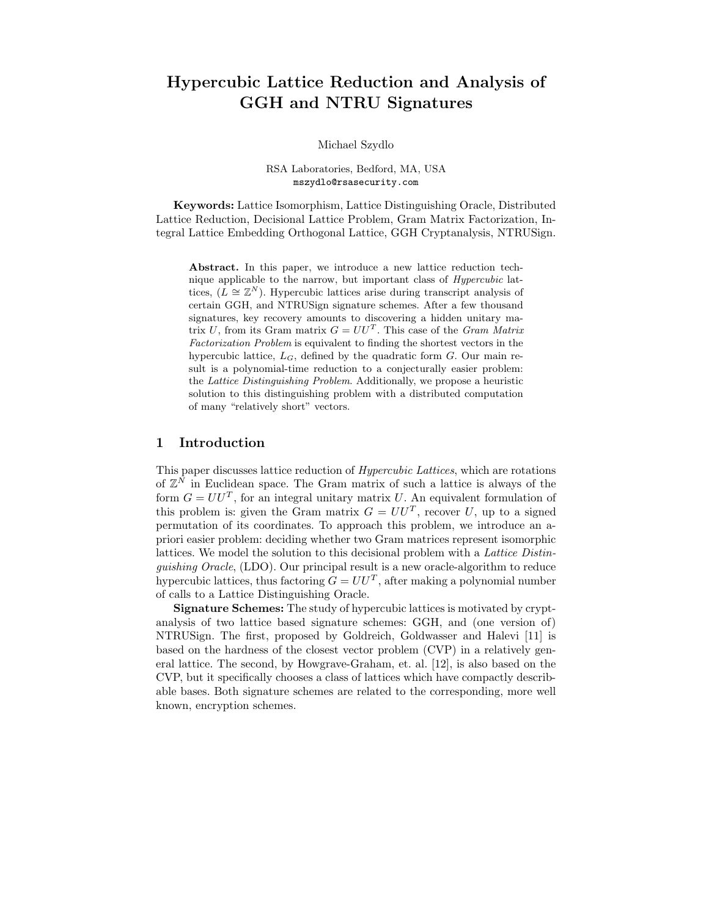# Hypercubic Lattice Reduction and Analysis of GGH and NTRU Signatures

Michael Szydlo

RSA Laboratories, Bedford, MA, USA
mszydlo@rsasecurity.com

**Keywords:** Lattice Isomorphism, Lattice Distinguishing Oracle, Distributed Lattice Reduction, Decisional Lattice Problem, Gram Matrix Factorization, Integral Lattice Embedding Orthogonal Lattice, GGH Cryptanalysis, NTRUSign.

**Abstract.** In this paper, we introduce a new lattice reduction technique applicable to the narrow, but important class of *Hypercubic* lattices, ($L \cong \mathbb{Z}^N$). Hypercubic lattices arise during transcript analysis of certain GGH, and NTRUSign signature schemes. After a few thousand signatures, key recovery amounts to discovering a hidden unitary matrix $U$, from its Gram matrix $G = UU^T$. This case of the *Gram Matrix Factorization Problem* is equivalent to finding the shortest vectors in the hypercubic lattice, $L_G$, defined by the quadratic form $G$. Our main result is a polynomial-time reduction to a conjecturally easier problem: the *Lattice Distinguishing Problem*. Additionally, we propose a heuristic solution to this distinguishing problem with a distributed computation of many "relatively short" vectors.

## 1 Introduction

This paper discusses lattice reduction of *Hypercubic Lattices*, which are rotations of $\mathbb{Z}^N$ in Euclidean space. The Gram matrix of such a lattice is always of the form $G = UU^T$, for an integral unitary matrix $U$. An equivalent formulation of this problem is: given the Gram matrix $G = UU^T$, recover $U$, up to a signed permutation of its coordinates. To approach this problem, we introduce an a-priori easier problem: deciding whether two Gram matrices represent isomorphic lattices. We model the solution to this decisional problem with a *Lattice Distinguishing Oracle*, (LDO). Our principal result is a new oracle-algorithm to reduce hypercubic lattices, thus factoring $G = UU^T$, after making a polynomial number of calls to a Lattice Distinguishing Oracle.

**Signature Schemes:** The study of hypercubic lattices is motivated by cryptanalysis of two lattice based signature schemes: GGH, and (one version of) NTRUSign. The first, proposed by Goldreich, Goldwasser and Halevi [11] is based on the hardness of the closest vector problem (CVP) in a relatively general lattice. The second, by Howgrave-Graham, et. al. [12], is also based on the CVP, but it specifically chooses a class of lattices which have compactly describable bases. Both signature schemes are related to the corresponding, more well known, encryption schemes.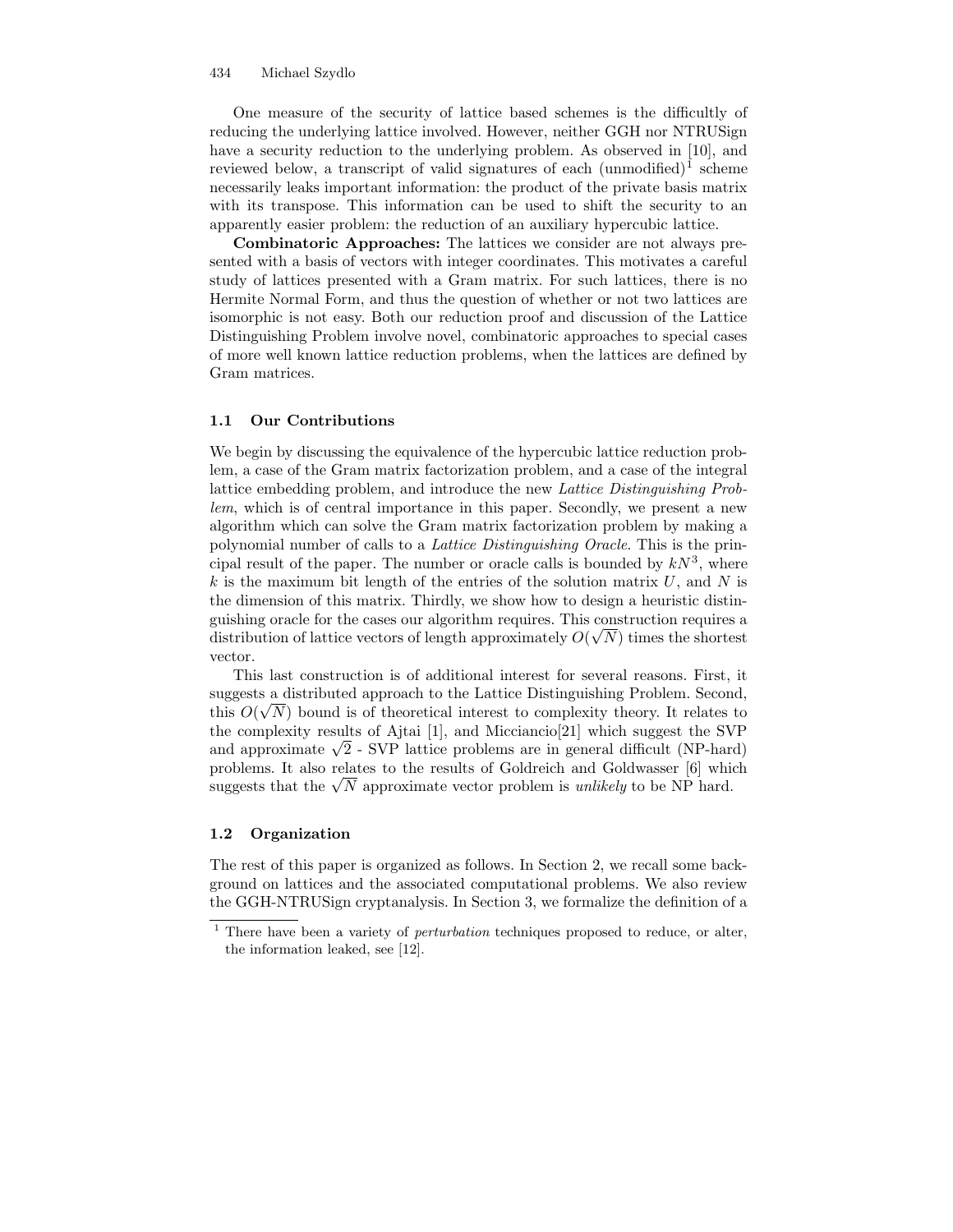One measure of the security of lattice based schemes is the difficultly of reducing the underlying lattice involved. However, neither GGH nor NTRUSign have a security reduction to the underlying problem. As observed in [10], and reviewed below, a transcript of valid signatures of each (unmodified)[1] scheme necessarily leaks important information: the product of the private basis matrix with its transpose. This information can be used to shift the security to an apparently easier problem: the reduction of an auxiliary hypercubic lattice.

**Combinatoric Approaches:** The lattices we consider are not always presented with a basis of vectors with integer coordinates. This motivates a careful study of lattices presented with a Gram matrix. For such lattices, there is no Hermite Normal Form, and thus the question of whether or not two lattices are isomorphic is not easy. Both our reduction proof and discussion of the Lattice Distinguishing Problem involve novel, combinatoric approaches to special cases of more well known lattice reduction problems, when the lattices are defined by Gram matrices.

### 1.1 Our Contributions

We begin by discussing the equivalence of the hypercubic lattice reduction problem, a case of the Gram matrix factorization problem, and a case of the integral lattice embedding problem, and introduce the new *Lattice Distinguishing Problem*, which is of central importance in this paper. Secondly, we present a new algorithm which can solve the Gram matrix factorization problem by making a polynomial number of calls to a *Lattice Distinguishing Oracle*. This is the principal result of the paper. The number or oracle calls is bounded by $kN^3$, where $k$ is the maximum bit length of the entries of the solution matrix $U$, and $N$ is the dimension of this matrix. Thirdly, we show how to design a heuristic distinguishing oracle for the cases our algorithm requires. This construction requires a distribution of lattice vectors of length approximately $O(\sqrt{N})$ times the shortest vector.

This last construction is of additional interest for several reasons. First, it suggests a distributed approach to the Lattice Distinguishing Problem. Second, this $O(\sqrt{N})$ bound is of theoretical interest to complexity theory. It relates to the complexity results of Ajtai [1], and Micciancio[21] which suggest the SVP and approximate $\sqrt{2}$ - SVP lattice problems are in general difficult (NP-hard) problems. It also relates to the results of Goldreich and Goldwasser [6] which suggests that the $\sqrt{N}$ approximate vector problem is *unlikely* to be NP hard.

### 1.2 Organization

The rest of this paper is organized as follows. In Section 2, we recall some background on lattices and the associated computational problems. We also review the GGH-NTRUSign cryptanalysis. In Section 3, we formalize the definition of a

[1] There have been a variety of *perturbation* techniques proposed to reduce, or alter, the information leaked, see [12].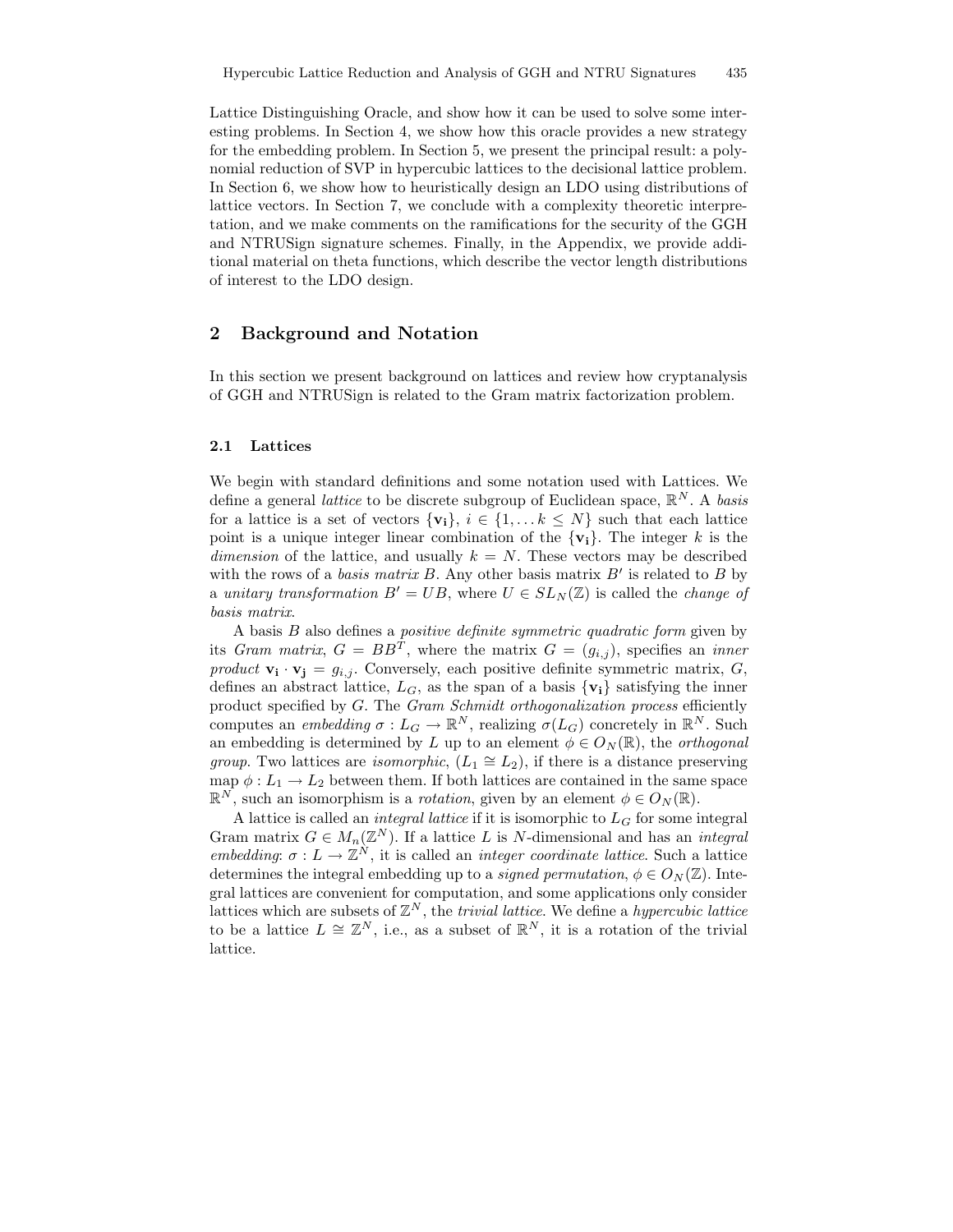Lattice Distinguishing Oracle, and show how it can be used to solve some interesting problems. In Section 4, we show how this oracle provides a new strategy for the embedding problem. In Section 5, we present the principal result: a polynomial reduction of SVP in hypercubic lattices to the decisional lattice problem. In Section 6, we show how to heuristically design an LDO using distributions of lattice vectors. In Section 7, we conclude with a complexity theoretic interpretation, and we make comments on the ramifications for the security of the GGH and NTRUSign signature schemes. Finally, in the Appendix, we provide additional material on theta functions, which describe the vector length distributions of interest to the LDO design.

## 2 Background and Notation

In this section we present background on lattices and review how cryptanalysis of GGH and NTRUSign is related to the Gram matrix factorization problem.

### 2.1 Lattices

We begin with standard definitions and some notation used with Lattices. We define a general *lattice* to be discrete subgroup of Euclidean space, $\mathbb{R}^N$. A *basis* for a lattice is a set of vectors $\{\mathbf{v_i}\}$, $i \in \{1, \dots k \leq N\}$ such that each lattice point is a unique integer linear combination of the $\{\mathbf{v_i}\}$. The integer $k$ is the *dimension* of the lattice, and usually $k = N$. These vectors may be described with the rows of a *basis matrix* $B$. Any other basis matrix $B'$ is related to $B$ by a *unitary transformation* $B' = UB$, where $U \in SL_N(\mathbb{Z})$ is called the *change of basis matrix*.

A basis $B$ also defines a *positive definite symmetric quadratic form* given by its *Gram matrix*, $G = BB^T$, where the matrix $G = (g_{i,j})$, specifies an *inner product* $\mathbf{v_i} \cdot \mathbf{v_j} = g_{i,j}$. Conversely, each positive definite symmetric matrix, $G$, defines an abstract lattice, $L_G$, as the span of a basis $\{\mathbf{v_i}\}$ satisfying the inner product specified by $G$. The *Gram Schmidt orthogonalization process* efficiently computes an *embedding* $\sigma : L_G \to \mathbb{R}^N$, realizing $\sigma(L_G)$ concretely in $\mathbb{R}^N$. Such an embedding is determined by $L$ up to an element $\phi \in O_N(\mathbb{R})$, the *orthogonal group*. Two lattices are *isomorphic*, ($L_1 \cong L_2$), if there is a distance preserving map $\phi : L_1 \to L_2$ between them. If both lattices are contained in the same space $\mathbb{R}^N$, such an isomorphism is a *rotation*, given by an element $\phi \in O_N(\mathbb{R})$.

A lattice is called an *integral lattice* if it is isomorphic to $L_G$ for some integral Gram matrix $G \in M_n(\mathbb{Z}^N)$. If a lattice $L$ is $N$-dimensional and has an *integral embedding*: $\sigma : L \to \mathbb{Z}^N$, it is called an *integer coordinate lattice*. Such a lattice determines the integral embedding up to a *signed permutation*, $\phi \in O_N(\mathbb{Z})$. Integral lattices are convenient for computation, and some applications only consider lattices which are subsets of $\mathbb{Z}^N$, the *trivial lattice*. We define a *hypercubic lattice* to be a lattice $L \cong \mathbb{Z}^N$, i.e., as a subset of $\mathbb{R}^N$, it is a rotation of the trivial lattice.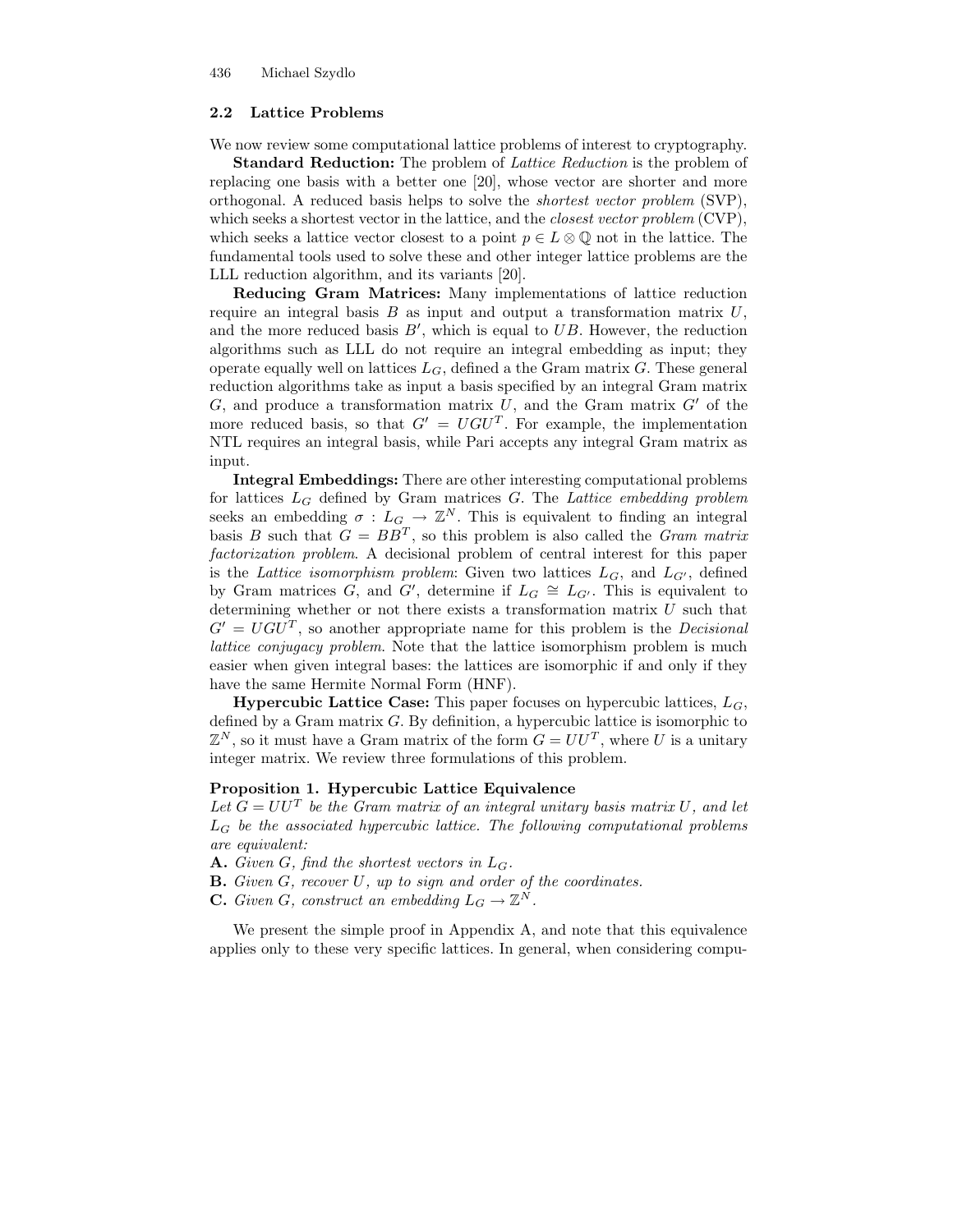## 2.2 Lattice Problems

We now review some computational lattice problems of interest to cryptography.

**Standard Reduction:** The problem of *Lattice Reduction* is the problem of replacing one basis with a better one [20], whose vector are shorter and more orthogonal. A reduced basis helps to solve the *shortest vector problem* (SVP), which seeks a shortest vector in the lattice, and the *closest vector problem* (CVP), which seeks a lattice vector closest to a point $p \in L \otimes \mathbb{Q}$ not in the lattice. The fundamental tools used to solve these and other integer lattice problems are the LLL reduction algorithm, and its variants [20].

**Reducing Gram Matrices:** Many implementations of lattice reduction require an integral basis $B$ as input and output a transformation matrix $U$, and the more reduced basis $B'$, which is equal to $UB$. However, the reduction algorithms such as LLL do not require an integral embedding as input; they operate equally well on lattices $L_G$, defined a the Gram matrix $G$. These general reduction algorithms take as input a basis specified by an integral Gram matrix $G$, and produce a transformation matrix $U$, and the Gram matrix $G'$ of the more reduced basis, so that $G' = UGU^T$. For example, the implementation NTL requires an integral basis, while Pari accepts any integral Gram matrix as input.

**Integral Embeddings:** There are other interesting computational problems for lattices $L_G$ defined by Gram matrices $G$. The *Lattice embedding problem* seeks an embedding $\sigma : L_G \to \mathbb{Z}^N$. This is equivalent to finding an integral basis $B$ such that $G = BB^T$, so this problem is also called the *Gram matrix factorization problem*. A decisional problem of central interest for this paper is the *Lattice isomorphism problem*: Given two lattices $L_G$, and $L_{G'}$, defined by Gram matrices $G$, and $G'$, determine if $L_G \cong L_{G'}$. This is equivalent to determining whether or not there exists a transformation matrix $U$ such that $G' = UGU^T$, so another appropriate name for this problem is the *Decisional lattice conjugacy problem*. Note that the lattice isomorphism problem is much easier when given integral bases: the lattices are isomorphic if and only if they have the same Hermite Normal Form (HNF).

**Hypercubic Lattice Case:** This paper focuses on hypercubic lattices, $L_G$, defined by a Gram matrix $G$. By definition, a hypercubic lattice is isomorphic to $\mathbb{Z}^N$, so it must have a Gram matrix of the form $G = UU^T$, where $U$ is a unitary integer matrix. We review three formulations of this problem.

**Proposition 1. Hypercubic Lattice Equivalence**
*Let $G = UU^T$ be the Gram matrix of an integral unitary basis matrix $U$, and let $L_G$ be the associated hypercubic lattice. The following computational problems are equivalent:*

**A.** *Given $G$, find the shortest vectors in $L_G$.*
**B.** *Given $G$, recover $U$, up to sign and order of the coordinates.*
**C.** *Given $G$, construct an embedding $L_G \to \mathbb{Z}^N$.*

We present the simple proof in Appendix A, and note that this equivalence applies only to these very specific lattices. In general, when considering compu-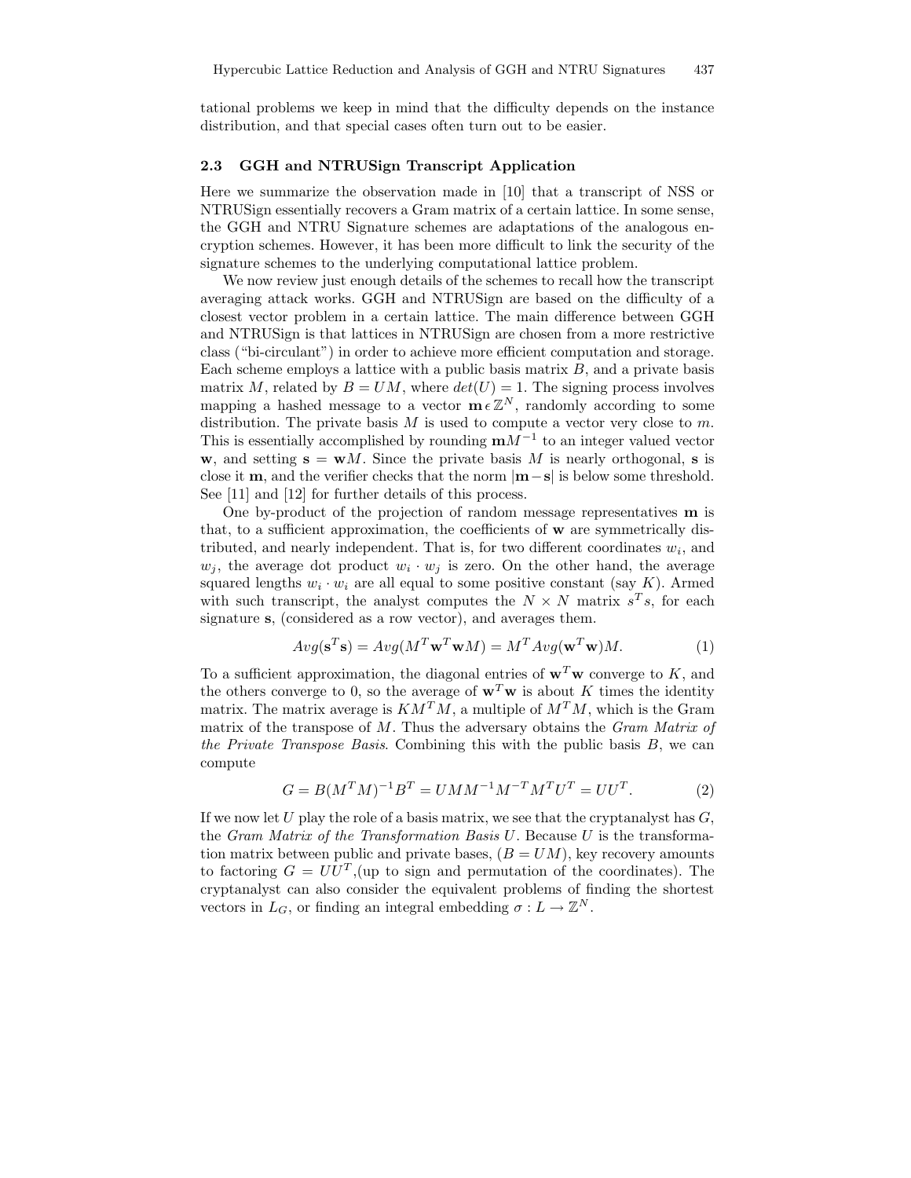tational problems we keep in mind that the difficulty depends on the instance distribution, and that special cases often turn out to be easier.

### 2.3 GGH and NTRUSign Transcript Application

Here we summarize the observation made in [10] that a transcript of NSS or NTRUSign essentially recovers a Gram matrix of a certain lattice. In some sense, the GGH and NTRU Signature schemes are adaptations of the analogous encryption schemes. However, it has been more difficult to link the security of the signature schemes to the underlying computational lattice problem.

We now review just enough details of the schemes to recall how the transcript averaging attack works. GGH and NTRUSign are based on the difficulty of a closest vector problem in a certain lattice. The main difference between GGH and NTRUSign is that lattices in NTRUSign are chosen from a more restrictive class ("bi-circulant") in order to achieve more efficient computation and storage. Each scheme employs a lattice with a public basis matrix $B$, and a private basis matrix $M$, related by $B = UM$, where $det(U) = 1$. The signing process involves mapping a hashed message to a vector $\mathbf{m} \epsilon \mathbb{Z}^N$, randomly according to some distribution. The private basis $M$ is used to compute a vector very close to $m$. This is essentially accomplished by rounding $\mathbf{m}M^{-1}$ to an integer valued vector $\mathbf{w}$, and setting $\mathbf{s} = \mathbf{w}M$. Since the private basis $M$ is nearly orthogonal, $\mathbf{s}$ is close it $\mathbf{m}$, and the verifier checks that the norm $|\mathbf{m} - \mathbf{s}|$ is below some threshold. See [11] and [12] for further details of this process.

One by-product of the projection of random message representatives $\mathbf{m}$ is that, to a sufficient approximation, the coefficients of $\mathbf{w}$ are symmetrically distributed, and nearly independent. That is, for two different coordinates $w_i$, and $w_j$, the average dot product $w_i \cdot w_j$ is zero. On the other hand, the average squared lengths $w_i \cdot w_i$ are all equal to some positive constant (say $K$). Armed with such transcript, the analyst computes the $N \times N$ matrix $s^T s$, for each signature $\mathbf{s}$, (considered as a row vector), and averages them.

$$Avg(\mathbf{s}^T\mathbf{s}) = Avg(M^T\mathbf{w}^T\mathbf{w}M) = M^T Avg(\mathbf{w}^T\mathbf{w})M. \tag{1}$$

To a sufficient approximation, the diagonal entries of $\mathbf{w}^T\mathbf{w}$ converge to $K$, and the others converge to 0, so the average of $\mathbf{w}^T\mathbf{w}$ is about $K$ times the identity matrix. The matrix average is $KM^TM$, a multiple of $M^TM$, which is the Gram matrix of the transpose of $M$. Thus the adversary obtains the *Gram Matrix of the Private Transpose Basis*. Combining this with the public basis $B$, we can compute

$$G = B(M^TM)^{-1}B^T = UMM^{-1}M^{-T}M^TU^T = UU^T. \tag{2}$$

If we now let $U$ play the role of a basis matrix, we see that the cryptanalyst has $G$, the *Gram Matrix of the Transformation Basis U*. Because $U$ is the transformation matrix between public and private bases, $(B = UM)$, key recovery amounts to factoring $G = UU^T$,(up to sign and permutation of the coordinates). The cryptanalyst can also consider the equivalent problems of finding the shortest vectors in $L_G$, or finding an integral embedding $\sigma : L \to \mathbb{Z}^N$.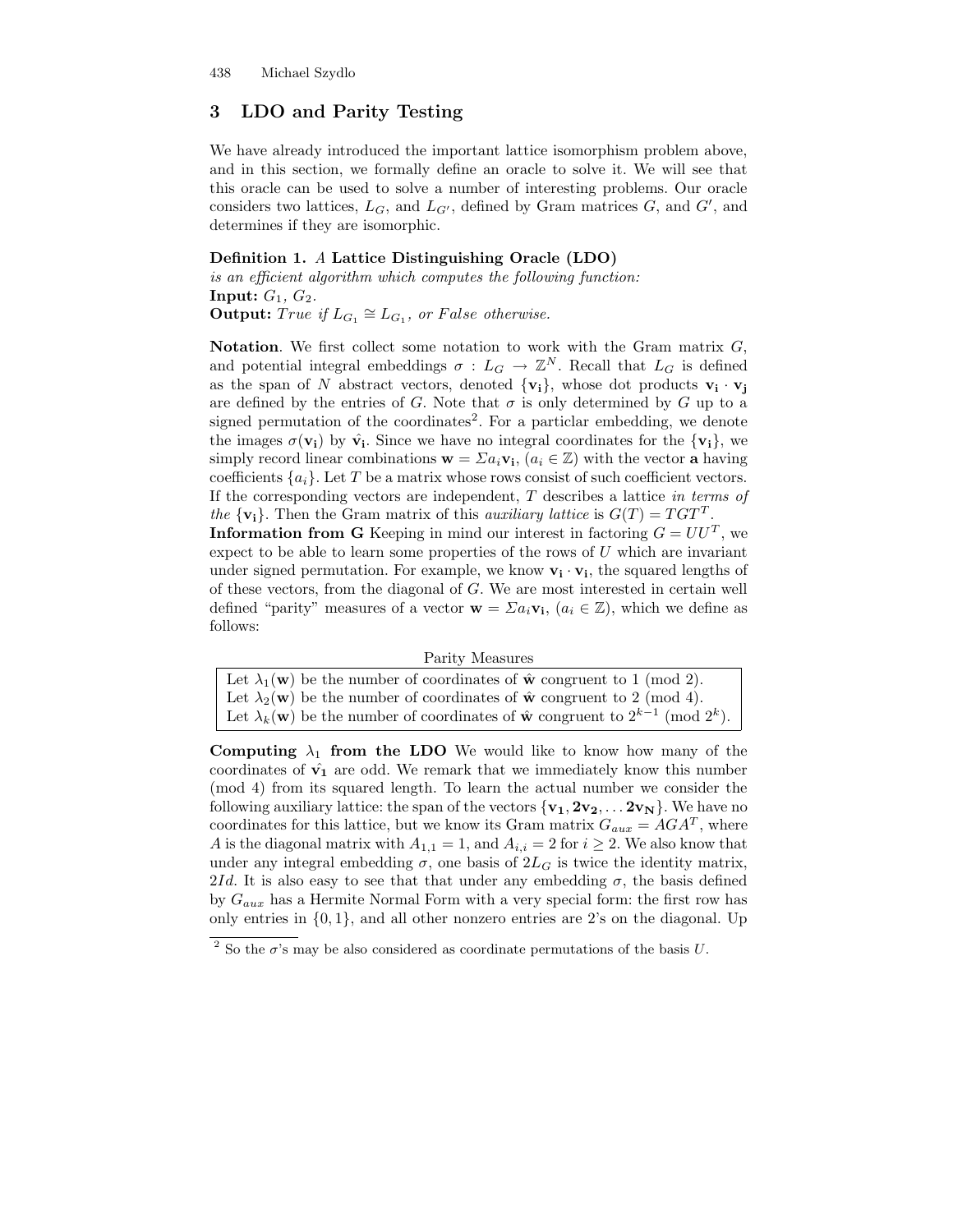## 3 LDO and Parity Testing

We have already introduced the important lattice isomorphism problem above, and in this section, we formally define an oracle to solve it. We will see that this oracle can be used to solve a number of interesting problems. Our oracle considers two lattices, $L_G$, and $L_{G'}$, defined by Gram matrices $G$, and $G'$, and determines if they are isomorphic.

**Definition 1.** *A* **Lattice Distinguishing Oracle (LDO)** *is an efficient algorithm which computes the following function:*
**Input:** $G_1$, $G_2$.
**Output:** *True if* $L_{G_1} \cong L_{G_1}$*, or False otherwise.*

**Notation**. We first collect some notation to work with the Gram matrix $G$, and potential integral embeddings $\sigma : L_G \to \mathbb{Z}^N$. Recall that $L_G$ is defined as the span of $N$ abstract vectors, denoted $\{\mathbf{v_i}\}$, whose dot products $\mathbf{v_i} \cdot \mathbf{v_j}$ are defined by the entries of $G$. Note that $\sigma$ is only determined by $G$ up to a signed permutation of the coordinates[2]. For a particlar embedding, we denote the images $\sigma(\mathbf{v_i})$ by $\hat{\mathbf{v_i}}$. Since we have no integral coordinates for the $\{\mathbf{v_i}\}$, we simply record linear combinations $\mathbf{w} = \Sigma a_i \mathbf{v_i}$, $(a_i \in \mathbb{Z})$ with the vector $\mathbf{a}$ having coefficients $\{a_i\}$. Let $T$ be a matrix whose rows consist of such coefficient vectors. If the corresponding vectors are independent, $T$ describes a lattice *in terms of the* $\{\mathbf{v_i}\}$. Then the Gram matrix of this *auxiliary lattice* is $G(T) = TGT^T$.
**Information from G** Keeping in mind our interest in factoring $G = UU^T$, we expect to be able to learn some properties of the rows of $U$ which are invariant under signed permutation. For example, we know $\mathbf{v_i} \cdot \mathbf{v_i}$, the squared lengths of of these vectors, from the diagonal of $G$. We are most interested in certain well defined "parity" measures of a vector $\mathbf{w} = \Sigma a_i \mathbf{v_i}$, $(a_i \in \mathbb{Z})$, which we define as follows:

| Parity Measures |
|---|
| Let $\lambda_1(\mathbf{w})$ be the number of coordinates of $\hat{\mathbf{w}}$ congruent to 1 (mod 2). |
| Let $\lambda_2(\mathbf{w})$ be the number of coordinates of $\hat{\mathbf{w}}$ congruent to 2 (mod 4). |
| Let $\lambda_k(\mathbf{w})$ be the number of coordinates of $\hat{\mathbf{w}}$ congruent to $2^{k-1}$ (mod $2^k$). |

**Computing $\lambda_1$ from the LDO** We would like to know how many of the coordinates of $\hat{\mathbf{v_1}}$ are odd. We remark that we immediately know this number (mod 4) from its squared length. To learn the actual number we consider the following auxiliary lattice: the span of the vectors $\{\mathbf{v_1}, \mathbf{2v_2}, \ldots \mathbf{2v_N}\}$. We have no coordinates for this lattice, but we know its Gram matrix $G_{aux} = AGA^T$, where $A$ is the diagonal matrix with $A_{1,1} = 1$, and $A_{i,i} = 2$ for $i \geq 2$. We also know that under any integral embedding $\sigma$, one basis of $2L_G$ is twice the identity matrix, $2Id$. It is also easy to see that that under any embedding $\sigma$, the basis defined by $G_{aux}$ has a Hermite Normal Form with a very special form: the first row has only entries in $\{0, 1\}$, and all other nonzero entries are 2's on the diagonal. Up

[2] So the $\sigma$'s may be also considered as coordinate permutations of the basis $U$.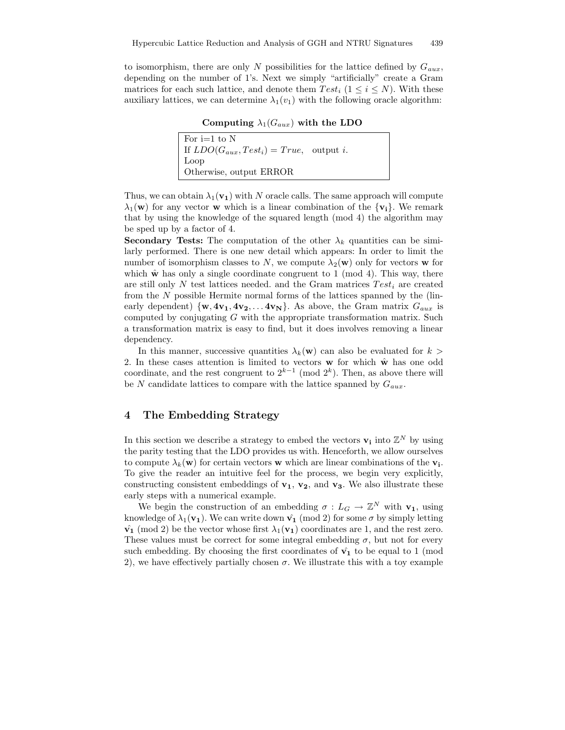to isomorphism, there are only $N$ possibilities for the lattice defined by $G_{aux}$, depending on the number of 1's. Next we simply "artificially" create a Gram matrices for each such lattice, and denote them $Test_i$ ($1 \leq i \leq N$). With these auxiliary lattices, we can determine $\lambda_1(v_1)$ with the following oracle algorithm:

**Computing $\lambda_1(G_{aux})$ with the LDO**

```
For i=1 to N
If LDO(G_aux, Test_i) = True,   output i.
Loop
Otherwise, output ERROR
```

Thus, we can obtain $\lambda_1(\mathbf{v_1})$ with $N$ oracle calls. The same approach will compute $\lambda_1(\mathbf{w})$ for any vector $\mathbf{w}$ which is a linear combination of the $\{\mathbf{v_i}\}$. We remark that by using the knowledge of the squared length (mod 4) the algorithm may be sped up by a factor of 4.

**Secondary Tests:** The computation of the other $\lambda_k$ quantities can be similarly performed. There is one new detail which appears: In order to limit the number of isomorphism classes to $N$, we compute $\lambda_2(\mathbf{w})$ only for vectors $\mathbf{w}$ for which $\hat{\mathbf{w}}$ has only a single coordinate congruent to 1 (mod 4). This way, there are still only $N$ test lattices needed. and the Gram matrices $Test_i$ are created from the $N$ possible Hermite normal forms of the lattices spanned by the (linearly dependent) $\{\mathbf{w}, \mathbf{4v_1}, \mathbf{4v_2}, \ldots \mathbf{4v_N}\}$. As above, the Gram matrix $G_{aux}$ is computed by conjugating $G$ with the appropriate transformation matrix. Such a transformation matrix is easy to find, but it does involves removing a linear dependency.

In this manner, successive quantities $\lambda_k(\mathbf{w})$ can also be evaluated for $k > 2$. In these cases attention is limited to vectors $\mathbf{w}$ for which $\hat{\mathbf{w}}$ has one odd coordinate, and the rest congruent to $2^{k-1}$ (mod $2^k$). Then, as above there will be $N$ candidate lattices to compare with the lattice spanned by $G_{aux}$.

## 4 The Embedding Strategy

In this section we describe a strategy to embed the vectors $\mathbf{v_i}$ into $\mathbb{Z}^N$ by using the parity testing that the LDO provides us with. Henceforth, we allow ourselves to compute $\lambda_k(\mathbf{w})$ for certain vectors $\mathbf{w}$ which are linear combinations of the $\mathbf{v_i}$. To give the reader an intuitive feel for the process, we begin very explicitly, constructing consistent embeddings of $\mathbf{v_1}$, $\mathbf{v_2}$, and $\mathbf{v_3}$. We also illustrate these early steps with a numerical example.

We begin the construction of an embedding $\sigma : L_G \to \mathbb{Z}^N$ with $\mathbf{v_1}$, using knowledge of $\lambda_1(\mathbf{v_1})$. We can write down $\hat{\mathbf{v_1}}$ (mod 2) for some $\sigma$ by simply letting $\hat{\mathbf{v_1}}$ (mod 2) be the vector whose first $\lambda_1(\mathbf{v_1})$ coordinates are 1, and the rest zero. These values must be correct for some integral embedding $\sigma$, but not for every such embedding. By choosing the first coordinates of $\hat{\mathbf{v_1}}$ to be equal to 1 (mod 2), we have effectively partially chosen $\sigma$. We illustrate this with a toy example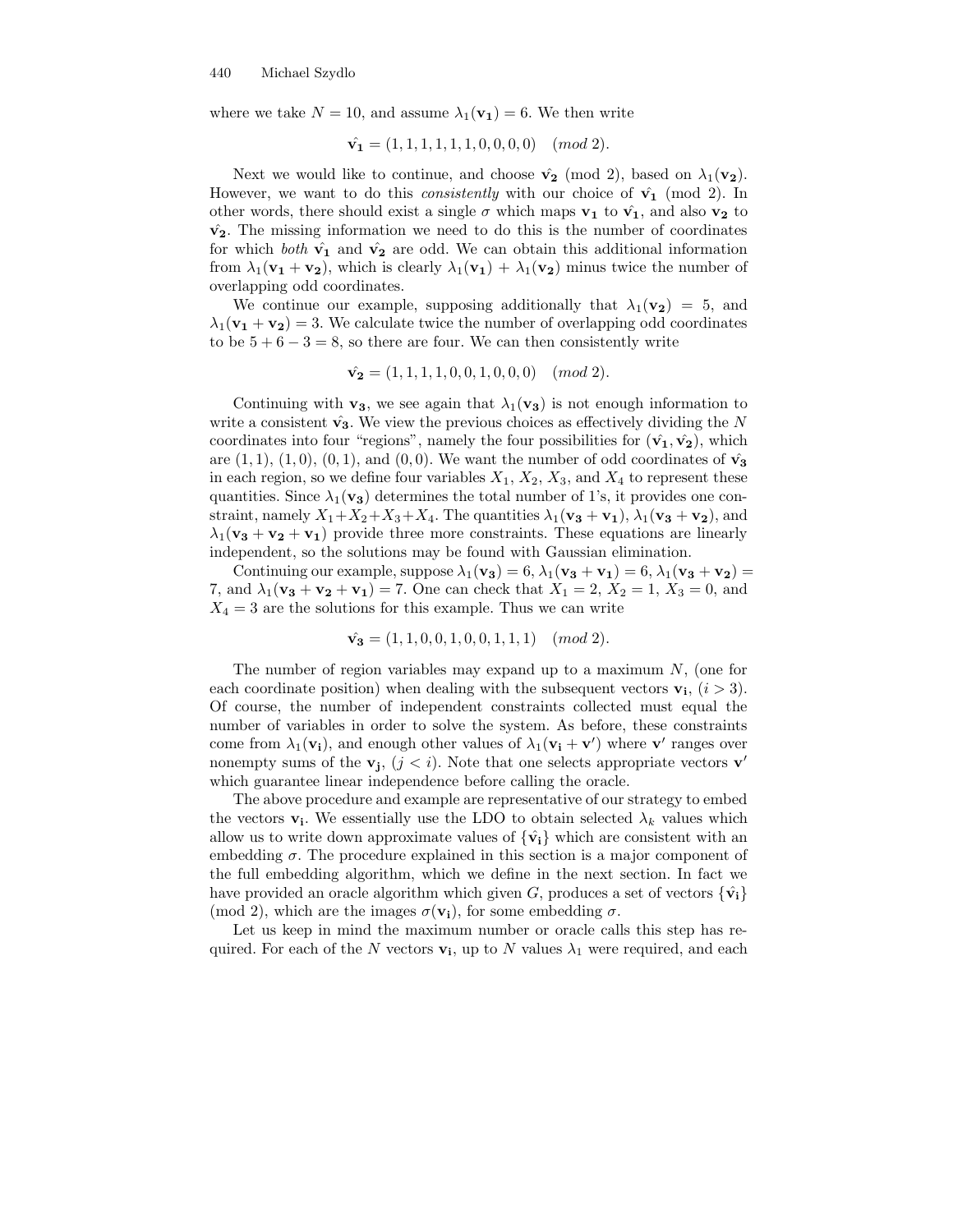where we take $N = 10$, and assume $\lambda_1(\mathbf{v_1}) = 6$. We then write

$$\hat{\mathbf{v_1}} = (1, 1, 1, 1, 1, 1, 0, 0, 0, 0) \quad (mod\ 2).$$

Next we would like to continue, and choose $\hat{\mathbf{v_2}}$ (mod 2), based on $\lambda_1(\mathbf{v_2})$. However, we want to do this *consistently* with our choice of $\hat{\mathbf{v_1}}$ (mod 2). In other words, there should exist a single $\sigma$ which maps $\mathbf{v_1}$ to $\hat{\mathbf{v_1}}$, and also $\mathbf{v_2}$ to $\hat{\mathbf{v_2}}$. The missing information we need to do this is the number of coordinates for which *both* $\hat{\mathbf{v_1}}$ and $\hat{\mathbf{v_2}}$ are odd. We can obtain this additional information from $\lambda_1(\mathbf{v_1} + \mathbf{v_2})$, which is clearly $\lambda_1(\mathbf{v_1}) + \lambda_1(\mathbf{v_2})$ minus twice the number of overlapping odd coordinates.

We continue our example, supposing additionally that $\lambda_1(\mathbf{v_2}) = 5$, and $\lambda_1(\mathbf{v_1} + \mathbf{v_2}) = 3$. We calculate twice the number of overlapping odd coordinates to be $5 + 6 - 3 = 8$, so there are four. We can then consistently write

$$\hat{\mathbf{v_2}} = (1, 1, 1, 1, 0, 0, 1, 0, 0, 0) \quad (mod\ 2).$$

Continuing with $\mathbf{v_3}$, we see again that $\lambda_1(\mathbf{v_3})$ is not enough information to write a consistent $\hat{\mathbf{v_3}}$. We view the previous choices as effectively dividing the $N$ coordinates into four "regions", namely the four possibilities for $(\hat{\mathbf{v_1}}, \hat{\mathbf{v_2}})$, which are $(1, 1)$, $(1, 0)$, $(0, 1)$, and $(0, 0)$. We want the number of odd coordinates of $\hat{\mathbf{v_3}}$ in each region, so we define four variables $X_1$, $X_2$, $X_3$, and $X_4$ to represent these quantities. Since $\lambda_1(\mathbf{v_3})$ determines the total number of 1's, it provides one constraint, namely $X_1+X_2+X_3+X_4$. The quantities $\lambda_1(\mathbf{v_3} + \mathbf{v_1})$, $\lambda_1(\mathbf{v_3} + \mathbf{v_2})$, and $\lambda_1(\mathbf{v_3} + \mathbf{v_2} + \mathbf{v_1})$ provide three more constraints. These equations are linearly independent, so the solutions may be found with Gaussian elimination.

Continuing our example, suppose $\lambda_1(\mathbf{v_3}) = 6$, $\lambda_1(\mathbf{v_3} + \mathbf{v_1}) = 6$, $\lambda_1(\mathbf{v_3} + \mathbf{v_2}) = 7$, and $\lambda_1(\mathbf{v_3} + \mathbf{v_2} + \mathbf{v_1}) = 7$. One can check that $X_1 = 2$, $X_2 = 1$, $X_3 = 0$, and $X_4 = 3$ are the solutions for this example. Thus we can write

$$\hat{\mathbf{v_3}} = (1, 1, 0, 0, 1, 0, 0, 1, 1, 1) \quad (mod\ 2).$$

The number of region variables may expand up to a maximum $N$, (one for each coordinate position) when dealing with the subsequent vectors $\mathbf{v_i}$, $(i > 3)$. Of course, the number of independent constraints collected must equal the number of variables in order to solve the system. As before, these constraints come from $\lambda_1(\mathbf{v_i})$, and enough other values of $\lambda_1(\mathbf{v_i} + \mathbf{v'})$ where $\mathbf{v'}$ ranges over nonempty sums of the $\mathbf{v_j}$, $(j < i)$. Note that one selects appropriate vectors $\mathbf{v'}$ which guarantee linear independence before calling the oracle.

The above procedure and example are representative of our strategy to embed the vectors $\mathbf{v_i}$. We essentially use the LDO to obtain selected $\lambda_k$ values which allow us to write down approximate values of $\{\hat{\mathbf{v_i}}\}$ which are consistent with an embedding $\sigma$. The procedure explained in this section is a major component of the full embedding algorithm, which we define in the next section. In fact we have provided an oracle algorithm which given $G$, produces a set of vectors $\{\hat{\mathbf{v_i}}\}$ (mod 2), which are the images $\sigma(\mathbf{v_i})$, for some embedding $\sigma$.

Let us keep in mind the maximum number or oracle calls this step has required. For each of the $N$ vectors $\mathbf{v_i}$, up to $N$ values $\lambda_1$ were required, and each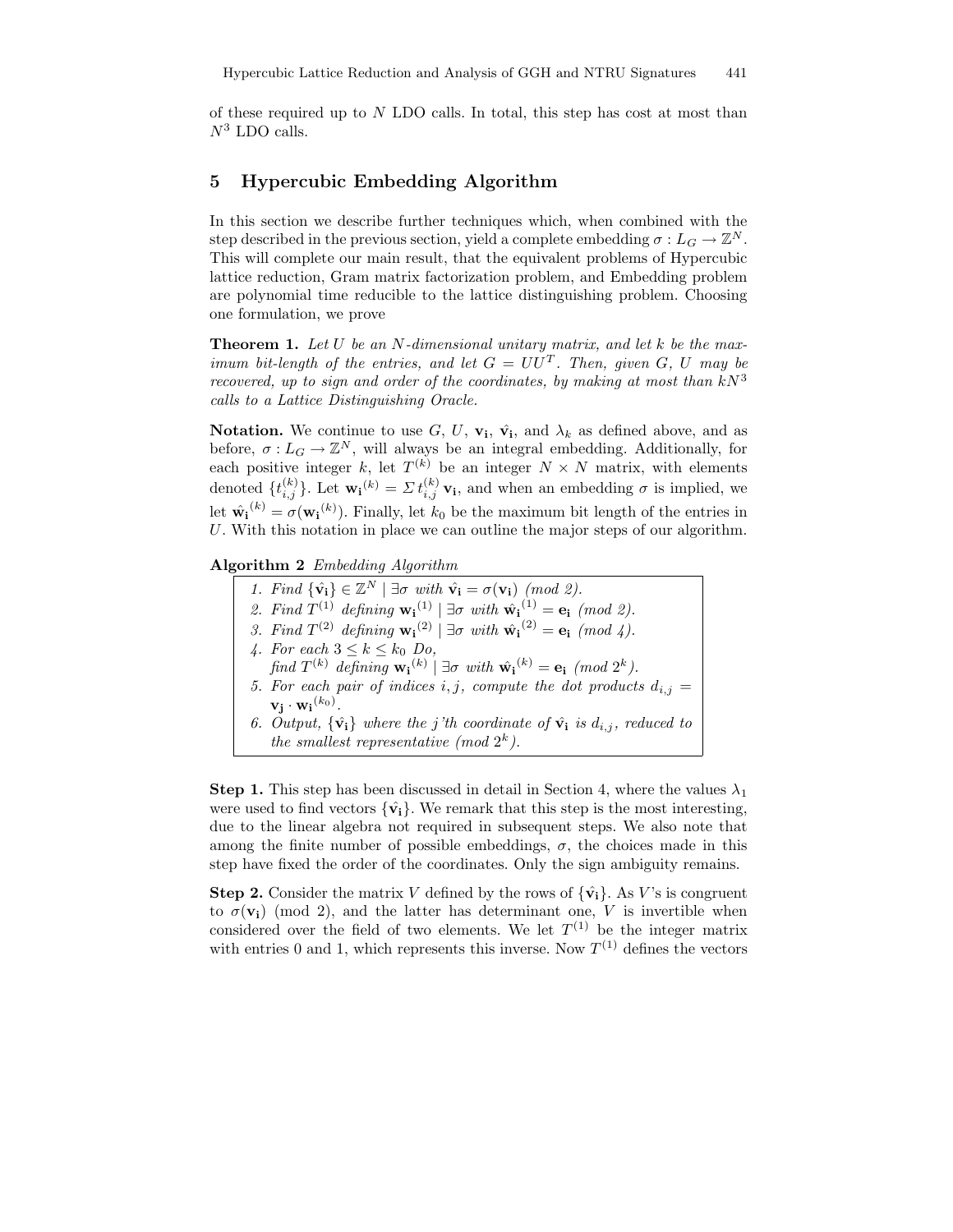of these required up to $N$ LDO calls. In total, this step has cost at most than $N^3$ LDO calls.

## 5 Hypercubic Embedding Algorithm

In this section we describe further techniques which, when combined with the step described in the previous section, yield a complete embedding $\sigma : L_G \to \mathbb{Z}^N$. This will complete our main result, that the equivalent problems of Hypercubic lattice reduction, Gram matrix factorization problem, and Embedding problem are polynomial time reducible to the lattice distinguishing problem. Choosing one formulation, we prove

**Theorem 1.** *Let $U$ be an $N$-dimensional unitary matrix, and let $k$ be the maximum bit-length of the entries, and let $G = UU^T$. Then, given $G$, $U$ may be recovered, up to sign and order of the coordinates, by making at most than $kN^3$ calls to a Lattice Distinguishing Oracle.*

**Notation.** We continue to use $G$, $U$, $\mathbf{v_i}$, $\hat{\mathbf{v}}_\mathbf{i}$, and $\lambda_k$ as defined above, and as before, $\sigma : L_G \to \mathbb{Z}^N$, will always be an integral embedding. Additionally, for each positive integer $k$, let $T^{(k)}$ be an integer $N \times N$ matrix, with elements denoted $\{t_{i,j}^{(k)}\}$. Let $\mathbf{w_i}^{(k)} = \Sigma\, t_{i,j}^{(k)}\, \mathbf{v_i}$, and when an embedding $\sigma$ is implied, we let $\hat{\mathbf{w}}_\mathbf{i}^{(k)} = \sigma(\mathbf{w_i}^{(k)})$. Finally, let $k_0$ be the maximum bit length of the entries in $U$. With this notation in place we can outline the major steps of our algorithm.

**Algorithm 2** *Embedding Algorithm*

1. *Find $\{\hat{\mathbf{v}}_\mathbf{i}\} \in \mathbb{Z}^N \mid \exists \sigma$ with $\hat{\mathbf{v}}_\mathbf{i} = \sigma(\mathbf{v_i})$ (mod 2).*
2. *Find $T^{(1)}$ defining $\mathbf{w_i}^{(1)} \mid \exists \sigma$ with $\hat{\mathbf{w}}_\mathbf{i}^{(1)} = \mathbf{e_i}$ (mod 2).*
3. *Find $T^{(2)}$ defining $\mathbf{w_i}^{(2)} \mid \exists \sigma$ with $\hat{\mathbf{w}}_\mathbf{i}^{(2)} = \mathbf{e_i}$ (mod 4).*
4. *For each $3 \le k \le k_0$ Do,*
   *find $T^{(k)}$ defining $\mathbf{w_i}^{(k)} \mid \exists \sigma$ with $\hat{\mathbf{w}}_\mathbf{i}^{(k)} = \mathbf{e_i}$ (mod $2^k$).*
5. *For each pair of indices $i, j$, compute the dot products $d_{i,j} = \mathbf{v_j} \cdot \mathbf{w_i}^{(k_0)}$.*
6. *Output, $\{\hat{\mathbf{v}}_\mathbf{i}\}$ where the $j$'th coordinate of $\hat{\mathbf{v}}_\mathbf{i}$ is $d_{i,j}$, reduced to the smallest representative (mod $2^k$).*

**Step 1.** This step has been discussed in detail in Section 4, where the values $\lambda_1$ were used to find vectors $\{\hat{\mathbf{v}}_\mathbf{i}\}$. We remark that this step is the most interesting, due to the linear algebra not required in subsequent steps. We also note that among the finite number of possible embeddings, $\sigma$, the choices made in this step have fixed the order of the coordinates. Only the sign ambiguity remains.

**Step 2.** Consider the matrix $V$ defined by the rows of $\{\hat{\mathbf{v}}_\mathbf{i}\}$. As $V$'s is congruent to $\sigma(\mathbf{v_i})$ (mod 2), and the latter has determinant one, $V$ is invertible when considered over the field of two elements. We let $T^{(1)}$ be the integer matrix with entries 0 and 1, which represents this inverse. Now $T^{(1)}$ defines the vectors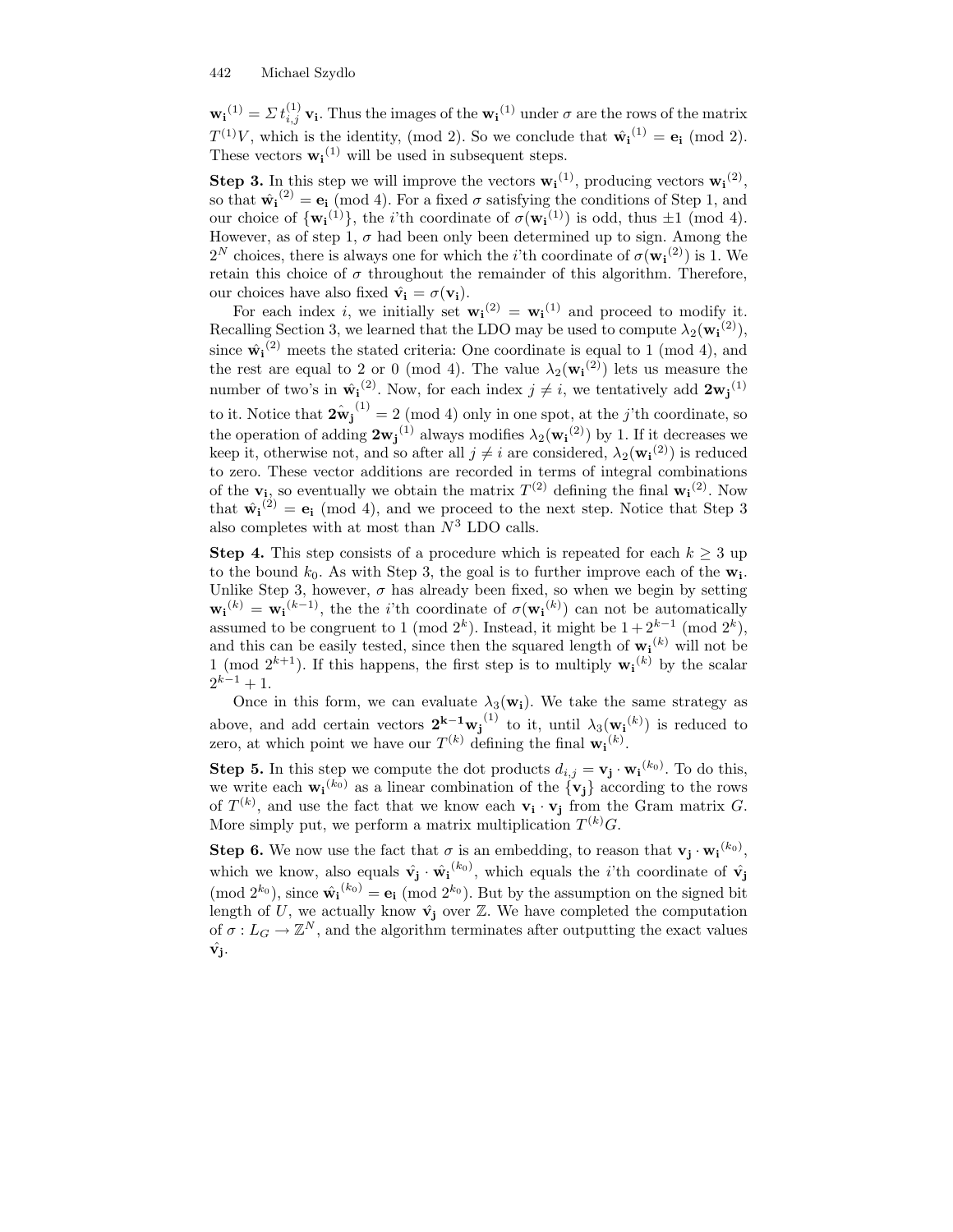$\mathbf{w_i}^{(1)} = \Sigma\, t_{i,j}^{(1)}\, \mathbf{v_i}$. Thus the images of the $\mathbf{w_i}^{(1)}$ under $\sigma$ are the rows of the matrix $T^{(1)}V$, which is the identity, (mod 2). So we conclude that $\hat{\mathbf{w}}_\mathbf{i}^{(1)} = \mathbf{e_i}$ (mod 2). These vectors $\mathbf{w_i}^{(1)}$ will be used in subsequent steps.

**Step 3.** In this step we will improve the vectors $\mathbf{w_i}^{(1)}$, producing vectors $\mathbf{w_i}^{(2)}$, so that $\hat{\mathbf{w}}_\mathbf{i}^{(2)} = \mathbf{e_i}$ (mod 4). For a fixed $\sigma$ satisfying the conditions of Step 1, and our choice of $\{\mathbf{w_i}^{(1)}\}$, the $i$'th coordinate of $\sigma(\mathbf{w_i}^{(1)})$ is odd, thus $\pm 1$ (mod 4). However, as of step 1, $\sigma$ had been only been determined up to sign. Among the $2^N$ choices, there is always one for which the $i$'th coordinate of $\sigma(\mathbf{w_i}^{(2)})$ is 1. We retain this choice of $\sigma$ throughout the remainder of this algorithm. Therefore, our choices have also fixed $\hat{\mathbf{v}}_\mathbf{i} = \sigma(\mathbf{v_i})$.

For each index $i$, we initially set $\mathbf{w_i}^{(2)} = \mathbf{w_i}^{(1)}$ and proceed to modify it. Recalling Section 3, we learned that the LDO may be used to compute $\lambda_2(\mathbf{w_i}^{(2)})$, since $\hat{\mathbf{w}}_\mathbf{i}^{(2)}$ meets the stated criteria: One coordinate is equal to 1 (mod 4), and the rest are equal to 2 or 0 (mod 4). The value $\lambda_2(\mathbf{w_i}^{(2)})$ lets us measure the number of two's in $\hat{\mathbf{w}}_\mathbf{i}^{(2)}$. Now, for each index $j \neq i$, we tentatively add $\mathbf{2w_j}^{(1)}$ to it. Notice that $\hat{\mathbf{2w_j}}^{(1)} = 2$ (mod 4) only in one spot, at the $j$'th coordinate, so the operation of adding $\mathbf{2w_j}^{(1)}$ always modifies $\lambda_2(\mathbf{w_i}^{(2)})$ by 1. If it decreases we keep it, otherwise not, and so after all $j \neq i$ are considered, $\lambda_2(\mathbf{w_i}^{(2)})$ is reduced to zero. These vector additions are recorded in terms of integral combinations of the $\mathbf{v_i}$, so eventually we obtain the matrix $T^{(2)}$ defining the final $\mathbf{w_i}^{(2)}$. Now that $\hat{\mathbf{w}}_\mathbf{i}^{(2)} = \mathbf{e_i}$ (mod 4), and we proceed to the next step. Notice that Step 3 also completes with at most than $N^3$ LDO calls.

**Step 4.** This step consists of a procedure which is repeated for each $k \geq 3$ up to the bound $k_0$. As with Step 3, the goal is to further improve each of the $\mathbf{w_i}$. Unlike Step 3, however, $\sigma$ has already been fixed, so when we begin by setting $\mathbf{w_i}^{(k)} = \mathbf{w_i}^{(k-1)}$, the the $i$'th coordinate of $\sigma(\mathbf{w_i}^{(k)})$ can not be automatically assumed to be congruent to 1 (mod $2^k$). Instead, it might be $1 + 2^{k-1}$ (mod $2^k$), and this can be easily tested, since then the squared length of $\mathbf{w_i}^{(k)}$ will not be 1 (mod $2^{k+1}$). If this happens, the first step is to multiply $\mathbf{w_i}^{(k)}$ by the scalar $2^{k-1} + 1$.

Once in this form, we can evaluate $\lambda_3(\mathbf{w_i})$. We take the same strategy as above, and add certain vectors $\mathbf{2^{k-1}w_j}^{(1)}$ to it, until $\lambda_3(\mathbf{w_i}^{(k)})$ is reduced to zero, at which point we have our $T^{(k)}$ defining the final $\mathbf{w_i}^{(k)}$.

**Step 5.** In this step we compute the dot products $d_{i,j} = \mathbf{v_j} \cdot \mathbf{w_i}^{(k_0)}$. To do this, we write each $\mathbf{w_i}^{(k_0)}$ as a linear combination of the $\{\mathbf{v_j}\}$ according to the rows of $T^{(k)}$, and use the fact that we know each $\mathbf{v_i} \cdot \mathbf{v_j}$ from the Gram matrix $G$. More simply put, we perform a matrix multiplication $T^{(k)}G$.

**Step 6.** We now use the fact that $\sigma$ is an embedding, to reason that $\mathbf{v_j} \cdot \mathbf{w_i}^{(k_0)}$, which we know, also equals $\hat{\mathbf{v}}_\mathbf{j} \cdot \hat{\mathbf{w}}_\mathbf{i}^{(k_0)}$, which equals the $i$'th coordinate of $\hat{\mathbf{v}}_\mathbf{j}$ (mod $2^{k_0}$), since $\hat{\mathbf{w}}_\mathbf{i}^{(k_0)} = \mathbf{e_i}$ (mod $2^{k_0}$). But by the assumption on the signed bit length of $U$, we actually know $\hat{\mathbf{v}}_\mathbf{j}$ over $\mathbb{Z}$. We have completed the computation of $\sigma : L_G \to \mathbb{Z}^N$, and the algorithm terminates after outputting the exact values $\hat{\mathbf{v}}_\mathbf{j}$.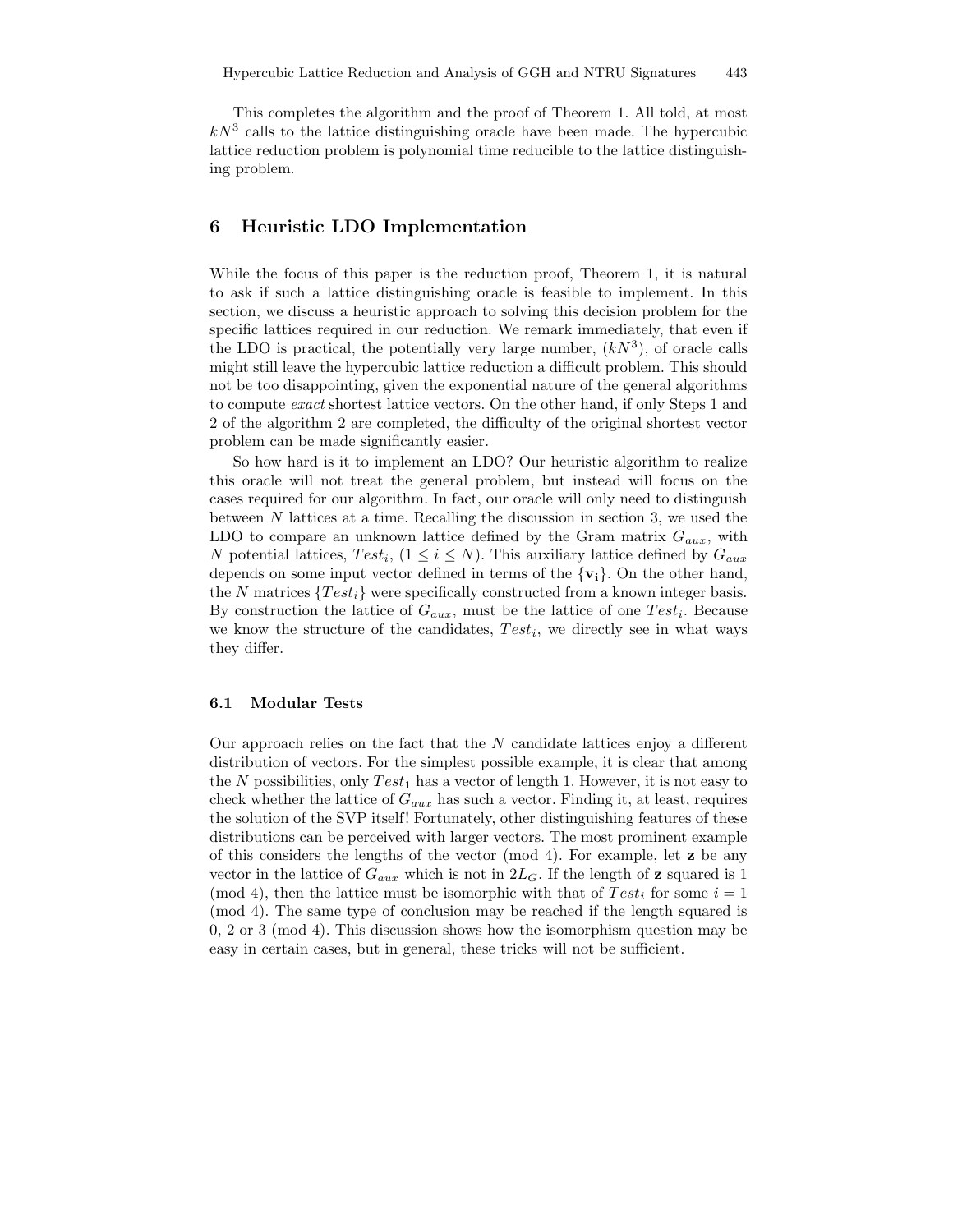This completes the algorithm and the proof of Theorem 1. All told, at most $kN^3$ calls to the lattice distinguishing oracle have been made. The hypercubic lattice reduction problem is polynomial time reducible to the lattice distinguishing problem.

## 6 Heuristic LDO Implementation

While the focus of this paper is the reduction proof, Theorem 1, it is natural to ask if such a lattice distinguishing oracle is feasible to implement. In this section, we discuss a heuristic approach to solving this decision problem for the specific lattices required in our reduction. We remark immediately, that even if the LDO is practical, the potentially very large number, $(kN^3)$, of oracle calls might still leave the hypercubic lattice reduction a difficult problem. This should not be too disappointing, given the exponential nature of the general algorithms to compute *exact* shortest lattice vectors. On the other hand, if only Steps 1 and 2 of the algorithm 2 are completed, the difficulty of the original shortest vector problem can be made significantly easier.

So how hard is it to implement an LDO? Our heuristic algorithm to realize this oracle will not treat the general problem, but instead will focus on the cases required for our algorithm. In fact, our oracle will only need to distinguish between $N$ lattices at a time. Recalling the discussion in section 3, we used the LDO to compare an unknown lattice defined by the Gram matrix $G_{aux}$, with $N$ potential lattices, $Test_i$, $(1 \leq i \leq N)$. This auxiliary lattice defined by $G_{aux}$ depends on some input vector defined in terms of the $\{\mathbf{v_i}\}$. On the other hand, the $N$ matrices $\{Test_i\}$ were specifically constructed from a known integer basis. By construction the lattice of $G_{aux}$, must be the lattice of one $Test_i$. Because we know the structure of the candidates, $Test_i$, we directly see in what ways they differ.

### 6.1 Modular Tests

Our approach relies on the fact that the $N$ candidate lattices enjoy a different distribution of vectors. For the simplest possible example, it is clear that among the $N$ possibilities, only $Test_1$ has a vector of length 1. However, it is not easy to check whether the lattice of $G_{aux}$ has such a vector. Finding it, at least, requires the solution of the SVP itself! Fortunately, other distinguishing features of these distributions can be perceived with larger vectors. The most prominent example of this considers the lengths of the vector (mod 4). For example, let $\mathbf{z}$ be any vector in the lattice of $G_{aux}$ which is not in $2L_G$. If the length of $\mathbf{z}$ squared is 1 (mod 4), then the lattice must be isomorphic with that of $Test_i$ for some $i = 1$ (mod 4). The same type of conclusion may be reached if the length squared is 0, 2 or 3 (mod 4). This discussion shows how the isomorphism question may be easy in certain cases, but in general, these tricks will not be sufficient.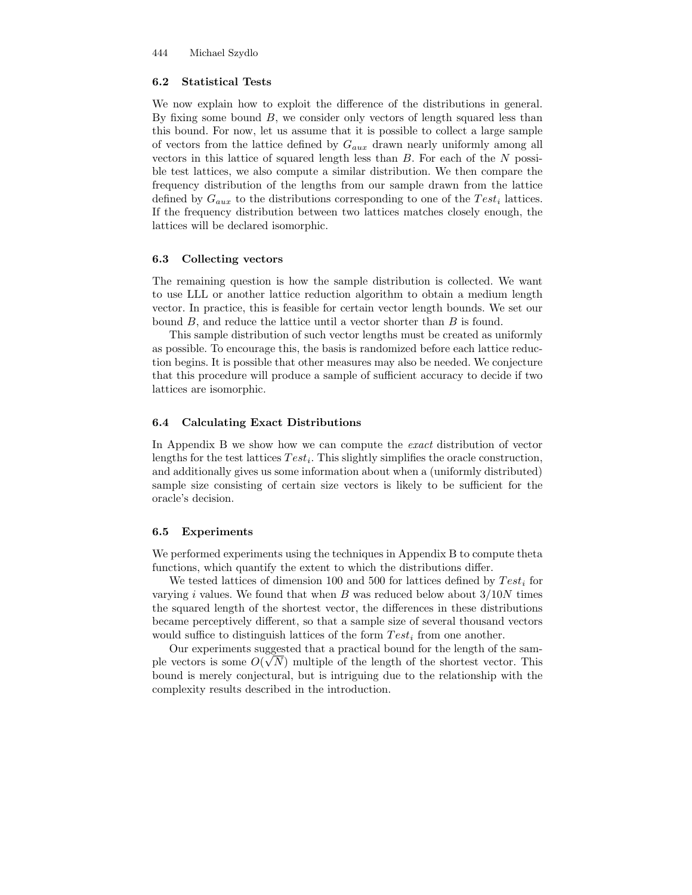### 6.2 Statistical Tests

We now explain how to exploit the difference of the distributions in general. By fixing some bound $B$, we consider only vectors of length squared less than this bound. For now, let us assume that it is possible to collect a large sample of vectors from the lattice defined by $G_{aux}$ drawn nearly uniformly among all vectors in this lattice of squared length less than $B$. For each of the $N$ possible test lattices, we also compute a similar distribution. We then compare the frequency distribution of the lengths from our sample drawn from the lattice defined by $G_{aux}$ to the distributions corresponding to one of the $Test_i$ lattices. If the frequency distribution between two lattices matches closely enough, the lattices will be declared isomorphic.

### 6.3 Collecting vectors

The remaining question is how the sample distribution is collected. We want to use LLL or another lattice reduction algorithm to obtain a medium length vector. In practice, this is feasible for certain vector length bounds. We set our bound $B$, and reduce the lattice until a vector shorter than $B$ is found.

This sample distribution of such vector lengths must be created as uniformly as possible. To encourage this, the basis is randomized before each lattice reduction begins. It is possible that other measures may also be needed. We conjecture that this procedure will produce a sample of sufficient accuracy to decide if two lattices are isomorphic.

### 6.4 Calculating Exact Distributions

In Appendix B we show how we can compute the *exact* distribution of vector lengths for the test lattices $Test_i$. This slightly simplifies the oracle construction, and additionally gives us some information about when a (uniformly distributed) sample size consisting of certain size vectors is likely to be sufficient for the oracle's decision.

### 6.5 Experiments

We performed experiments using the techniques in Appendix B to compute theta functions, which quantify the extent to which the distributions differ.

We tested lattices of dimension 100 and 500 for lattices defined by $Test_i$ for varying $i$ values. We found that when $B$ was reduced below about $3/10N$ times the squared length of the shortest vector, the differences in these distributions became perceptively different, so that a sample size of several thousand vectors would suffice to distinguish lattices of the form $Test_i$ from one another.

Our experiments suggested that a practical bound for the length of the sample vectors is some $O(\sqrt{N})$ multiple of the length of the shortest vector. This bound is merely conjectural, but is intriguing due to the relationship with the complexity results described in the introduction.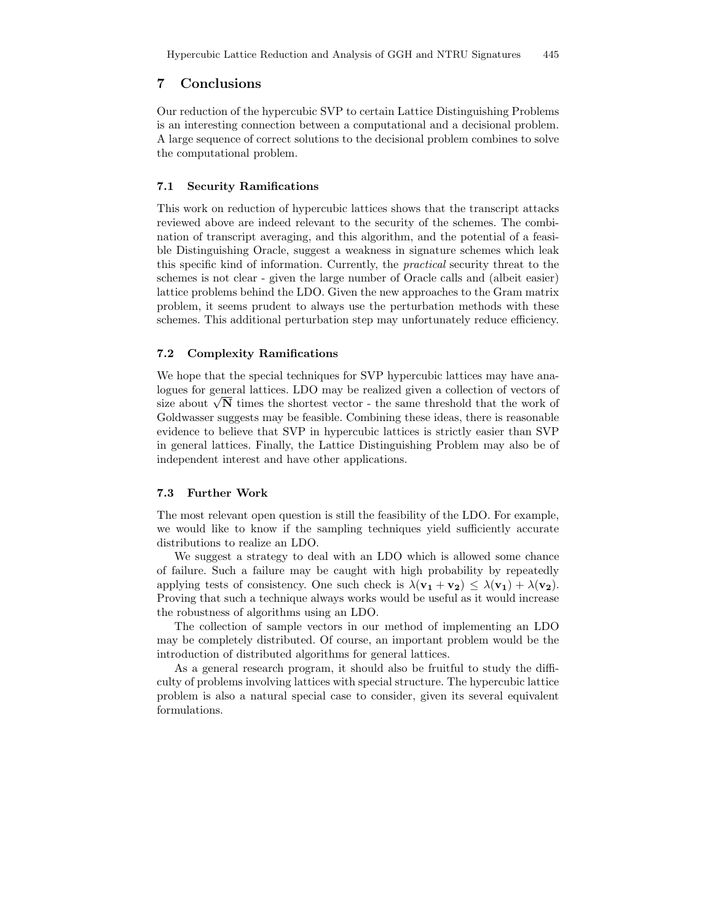## 7 Conclusions

Our reduction of the hypercubic SVP to certain Lattice Distinguishing Problems is an interesting connection between a computational and a decisional problem. A large sequence of correct solutions to the decisional problem combines to solve the computational problem.

### 7.1 Security Ramifications

This work on reduction of hypercubic lattices shows that the transcript attacks reviewed above are indeed relevant to the security of the schemes. The combination of transcript averaging, and this algorithm, and the potential of a feasible Distinguishing Oracle, suggest a weakness in signature schemes which leak this specific kind of information. Currently, the *practical* security threat to the schemes is not clear - given the large number of Oracle calls and (albeit easier) lattice problems behind the LDO. Given the new approaches to the Gram matrix problem, it seems prudent to always use the perturbation methods with these schemes. This additional perturbation step may unfortunately reduce efficiency.

### 7.2 Complexity Ramifications

We hope that the special techniques for SVP hypercubic lattices may have analogues for general lattices. LDO may be realized given a collection of vectors of size about $\sqrt{\mathbf{N}}$ times the shortest vector - the same threshold that the work of Goldwasser suggests may be feasible. Combining these ideas, there is reasonable evidence to believe that SVP in hypercubic lattices is strictly easier than SVP in general lattices. Finally, the Lattice Distinguishing Problem may also be of independent interest and have other applications.

### 7.3 Further Work

The most relevant open question is still the feasibility of the LDO. For example, we would like to know if the sampling techniques yield sufficiently accurate distributions to realize an LDO.

We suggest a strategy to deal with an LDO which is allowed some chance of failure. Such a failure may be caught with high probability by repeatedly applying tests of consistency. One such check is $\lambda(\mathbf{v_1} + \mathbf{v_2}) \leq \lambda(\mathbf{v_1}) + \lambda(\mathbf{v_2})$. Proving that such a technique always works would be useful as it would increase the robustness of algorithms using an LDO.

The collection of sample vectors in our method of implementing an LDO may be completely distributed. Of course, an important problem would be the introduction of distributed algorithms for general lattices.

As a general research program, it should also be fruitful to study the difficulty of problems involving lattices with special structure. The hypercubic lattice problem is also a natural special case to consider, given its several equivalent formulations.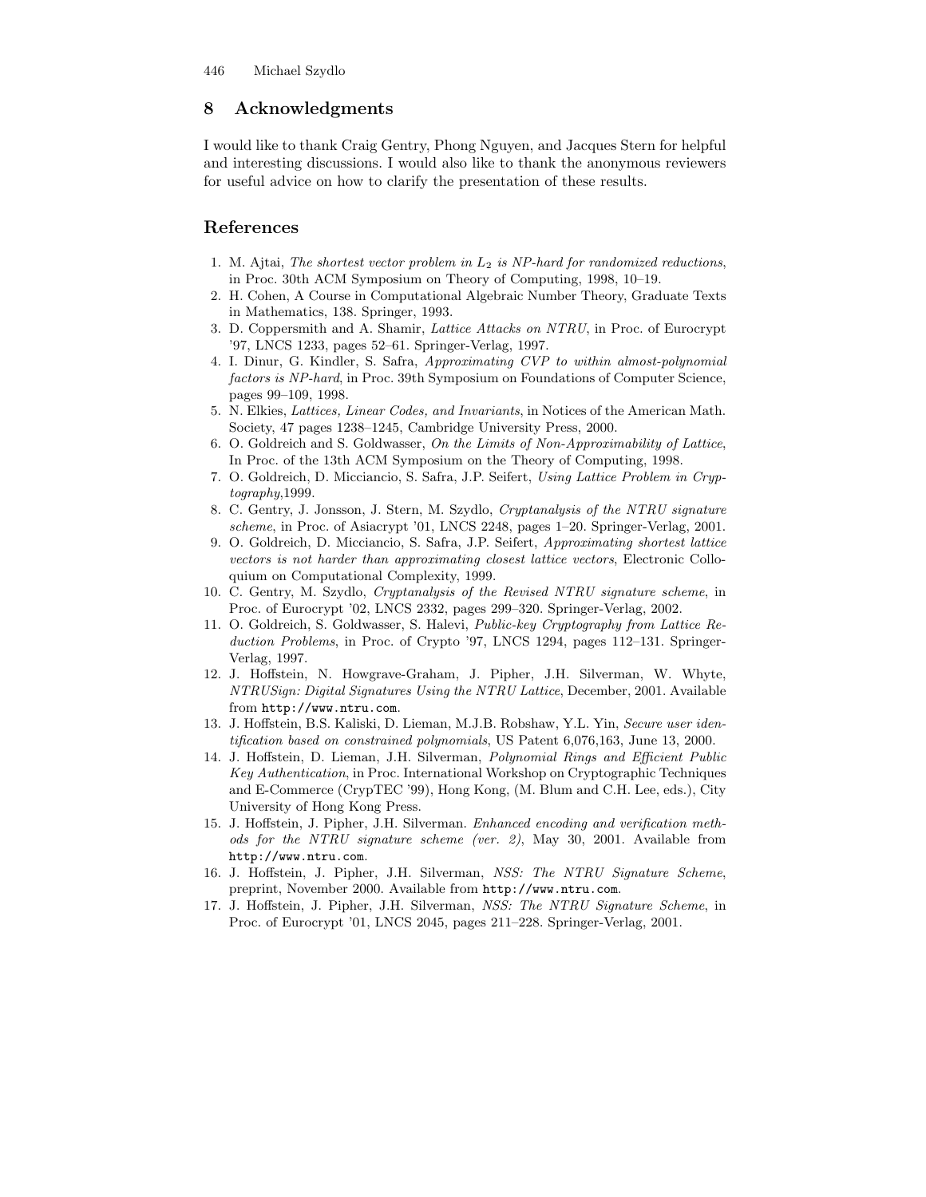## 8 Acknowledgments

I would like to thank Craig Gentry, Phong Nguyen, and Jacques Stern for helpful and interesting discussions. I would also like to thank the anonymous reviewers for useful advice on how to clarify the presentation of these results.

## References

1. M. Ajtai, *The shortest vector problem in $L_2$ is NP-hard for randomized reductions*, in Proc. 30th ACM Symposium on Theory of Computing, 1998, 10–19.
2. H. Cohen, A Course in Computational Algebraic Number Theory, Graduate Texts in Mathematics, 138. Springer, 1993.
3. D. Coppersmith and A. Shamir, *Lattice Attacks on NTRU*, in Proc. of Eurocrypt '97, LNCS 1233, pages 52–61. Springer-Verlag, 1997.
4. I. Dinur, G. Kindler, S. Safra, *Approximating CVP to within almost-polynomial factors is NP-hard*, in Proc. 39th Symposium on Foundations of Computer Science, pages 99–109, 1998.
5. N. Elkies, *Lattices, Linear Codes, and Invariants*, in Notices of the American Math. Society, 47 pages 1238–1245, Cambridge University Press, 2000.
6. O. Goldreich and S. Goldwasser, *On the Limits of Non-Approximability of Lattice*, In Proc. of the 13th ACM Symposium on the Theory of Computing, 1998.
7. O. Goldreich, D. Micciancio, S. Safra, J.P. Seifert, *Using Lattice Problem in Cryptography*,1999.
8. C. Gentry, J. Jonsson, J. Stern, M. Szydlo, *Cryptanalysis of the NTRU signature scheme*, in Proc. of Asiacrypt '01, LNCS 2248, pages 1–20. Springer-Verlag, 2001.
9. O. Goldreich, D. Micciancio, S. Safra, J.P. Seifert, *Approximating shortest lattice vectors is not harder than approximating closest lattice vectors*, Electronic Colloquium on Computational Complexity, 1999.
10. C. Gentry, M. Szydlo, *Cryptanalysis of the Revised NTRU signature scheme*, in Proc. of Eurocrypt '02, LNCS 2332, pages 299–320. Springer-Verlag, 2002.
11. O. Goldreich, S. Goldwasser, S. Halevi, *Public-key Cryptography from Lattice Reduction Problems*, in Proc. of Crypto '97, LNCS 1294, pages 112–131. Springer-Verlag, 1997.
12. J. Hoffstein, N. Howgrave-Graham, J. Pipher, J.H. Silverman, W. Whyte, *NTRUSign: Digital Signatures Using the NTRU Lattice*, December, 2001. Available from http://www.ntru.com.
13. J. Hoffstein, B.S. Kaliski, D. Lieman, M.J.B. Robshaw, Y.L. Yin, *Secure user identification based on constrained polynomials*, US Patent 6,076,163, June 13, 2000.
14. J. Hoffstein, D. Lieman, J.H. Silverman, *Polynomial Rings and Efficient Public Key Authentication*, in Proc. International Workshop on Cryptographic Techniques and E-Commerce (CrypTEC '99), Hong Kong, (M. Blum and C.H. Lee, eds.), City University of Hong Kong Press.
15. J. Hoffstein, J. Pipher, J.H. Silverman. *Enhanced encoding and verification methods for the NTRU signature scheme (ver. 2)*, May 30, 2001. Available from http://www.ntru.com.
16. J. Hoffstein, J. Pipher, J.H. Silverman, *NSS: The NTRU Signature Scheme*, preprint, November 2000. Available from http://www.ntru.com.
17. J. Hoffstein, J. Pipher, J.H. Silverman, *NSS: The NTRU Signature Scheme*, in Proc. of Eurocrypt '01, LNCS 2045, pages 211–228. Springer-Verlag, 2001.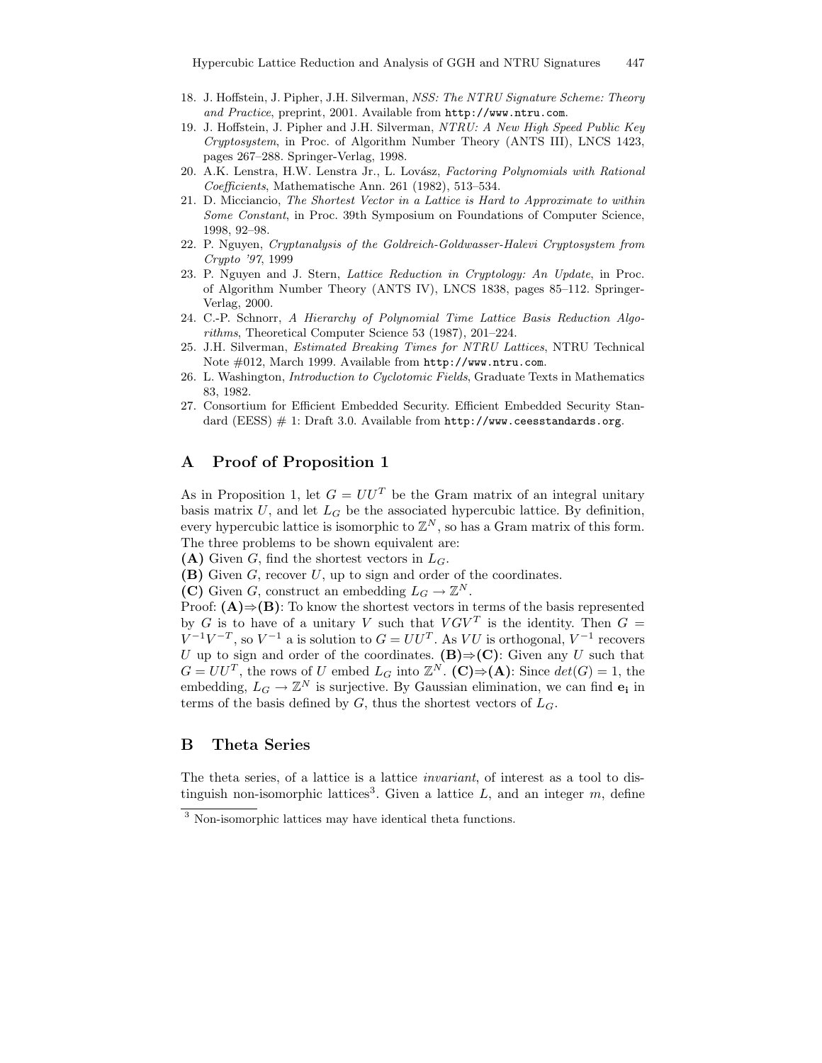18. J. Hoffstein, J. Pipher, J.H. Silverman, *NSS: The NTRU Signature Scheme: Theory and Practice*, preprint, 2001. Available from `http://www.ntru.com`.
19. J. Hoffstein, J. Pipher and J.H. Silverman, *NTRU: A New High Speed Public Key Cryptosystem*, in Proc. of Algorithm Number Theory (ANTS III), LNCS 1423, pages 267–288. Springer-Verlag, 1998.
20. A.K. Lenstra, H.W. Lenstra Jr., L. Lovász, *Factoring Polynomials with Rational Coefficients*, Mathematische Ann. 261 (1982), 513–534.
21. D. Micciancio, *The Shortest Vector in a Lattice is Hard to Approximate to within Some Constant*, in Proc. 39th Symposium on Foundations of Computer Science, 1998, 92–98.
22. P. Nguyen, *Cryptanalysis of the Goldreich-Goldwasser-Halevi Cryptosystem from Crypto '97*, 1999
23. P. Nguyen and J. Stern, *Lattice Reduction in Cryptology: An Update*, in Proc. of Algorithm Number Theory (ANTS IV), LNCS 1838, pages 85–112. Springer-Verlag, 2000.
24. C.-P. Schnorr, *A Hierarchy of Polynomial Time Lattice Basis Reduction Algorithms*, Theoretical Computer Science 53 (1987), 201–224.
25. J.H. Silverman, *Estimated Breaking Times for NTRU Lattices*, NTRU Technical Note #012, March 1999. Available from `http://www.ntru.com`.
26. L. Washington, *Introduction to Cyclotomic Fields*, Graduate Texts in Mathematics 83, 1982.
27. Consortium for Efficient Embedded Security. Efficient Embedded Security Standard (EESS) # 1: Draft 3.0. Available from `http://www.ceesstandards.org`.

## A Proof of Proposition 1

As in Proposition 1, let $G = UU^T$ be the Gram matrix of an integral unitary basis matrix $U$, and let $L_G$ be the associated hypercubic lattice. By definition, every hypercubic lattice is isomorphic to $\mathbb{Z}^N$, so has a Gram matrix of this form. The three problems to be shown equivalent are:

**(A)** Given $G$, find the shortest vectors in $L_G$.

**(B)** Given $G$, recover $U$, up to sign and order of the coordinates.

**(C)** Given $G$, construct an embedding $L_G \to \mathbb{Z}^N$.

Proof: **(A)**$\Rightarrow$**(B)**: To know the shortest vectors in terms of the basis represented by $G$ is to have of a unitary $V$ such that $VGV^T$ is the identity. Then $G = V^{-1}V^{-T}$, so $V^{-1}$ a is solution to $G = UU^T$. As $VU$ is orthogonal, $V^{-1}$ recovers $U$ up to sign and order of the coordinates. **(B)**$\Rightarrow$**(C)**: Given any $U$ such that $G = UU^T$, the rows of $U$ embed $L_G$ into $\mathbb{Z}^N$. **(C)**$\Rightarrow$**(A)**: Since $det(G) = 1$, the embedding, $L_G \to \mathbb{Z}^N$ is surjective. By Gaussian elimination, we can find $\mathbf{e_i}$ in terms of the basis defined by $G$, thus the shortest vectors of $L_G$.

## B Theta Series

The theta series, of a lattice is a lattice *invariant*, of interest as a tool to distinguish non-isomorphic lattices[3]. Given a lattice $L$, and an integer $m$, define

[3] Non-isomorphic lattices may have identical theta functions.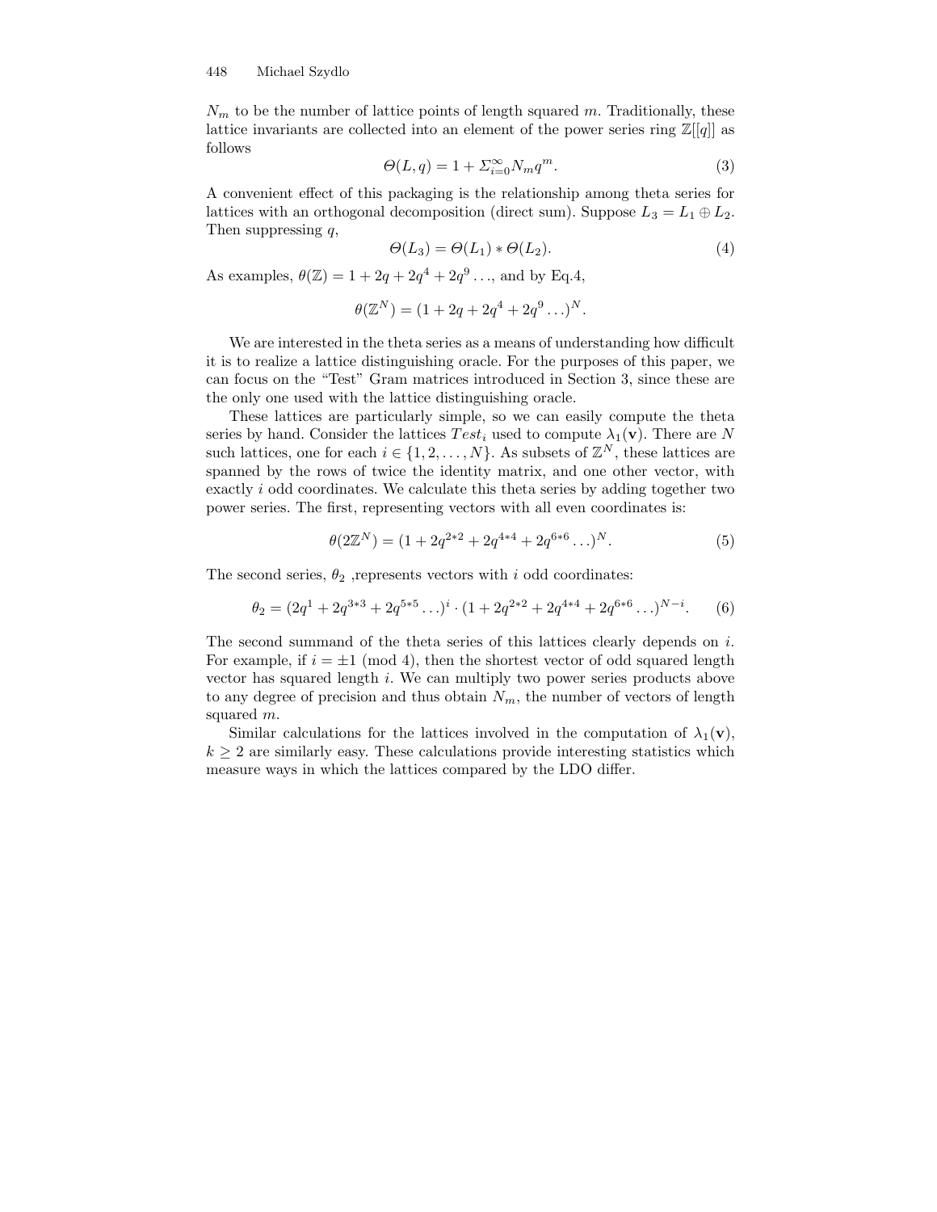$N_m$ to be the number of lattice points of length squared $m$. Traditionally, these lattice invariants are collected into an element of the power series ring $\mathbb{Z}[[q]]$ as follows

$$\Theta(L, q) = 1 + \Sigma_{i=0}^{\infty} N_m q^m. \tag{3}$$

A convenient effect of this packaging is the relationship among theta series for lattices with an orthogonal decomposition (direct sum). Suppose $L_3 = L_1 \oplus L_2$. Then suppressing $q$,

$$\Theta(L_3) = \Theta(L_1) * \Theta(L_2). \tag{4}$$

As examples, $\theta(\mathbb{Z}) = 1 + 2q + 2q^4 + 2q^9 \ldots$, and by Eq.4,

$$\theta(\mathbb{Z}^N) = (1 + 2q + 2q^4 + 2q^9 \ldots)^N.$$

We are interested in the theta series as a means of understanding how difficult it is to realize a lattice distinguishing oracle. For the purposes of this paper, we can focus on the "Test" Gram matrices introduced in Section 3, since these are the only one used with the lattice distinguishing oracle.

These lattices are particularly simple, so we can easily compute the theta series by hand. Consider the lattices $Test_i$ used to compute $\lambda_1(\mathbf{v})$. There are $N$ such lattices, one for each $i \in \{1, 2, \ldots, N\}$. As subsets of $\mathbb{Z}^N$, these lattices are spanned by the rows of twice the identity matrix, and one other vector, with exactly $i$ odd coordinates. We calculate this theta series by adding together two power series. The first, representing vectors with all even coordinates is:

$$\theta(2\mathbb{Z}^N) = (1 + 2q^{2*2} + 2q^{4*4} + 2q^{6*6} \ldots)^N. \tag{5}$$

The second series, $\theta_2$ ,represents vectors with $i$ odd coordinates:

$$\theta_2 = (2q^1 + 2q^{3*3} + 2q^{5*5} \ldots)^i \cdot (1 + 2q^{2*2} + 2q^{4*4} + 2q^{6*6} \ldots)^{N-i}. \tag{6}$$

The second summand of the theta series of this lattices clearly depends on $i$. For example, if $i = \pm 1 \pmod 4$, then the shortest vector of odd squared length vector has squared length $i$. We can multiply two power series products above to any degree of precision and thus obtain $N_m$, the number of vectors of length squared $m$.

Similar calculations for the lattices involved in the computation of $\lambda_1(\mathbf{v})$, $k \geq 2$ are similarly easy. These calculations provide interesting statistics which measure ways in which the lattices compared by the LDO differ.